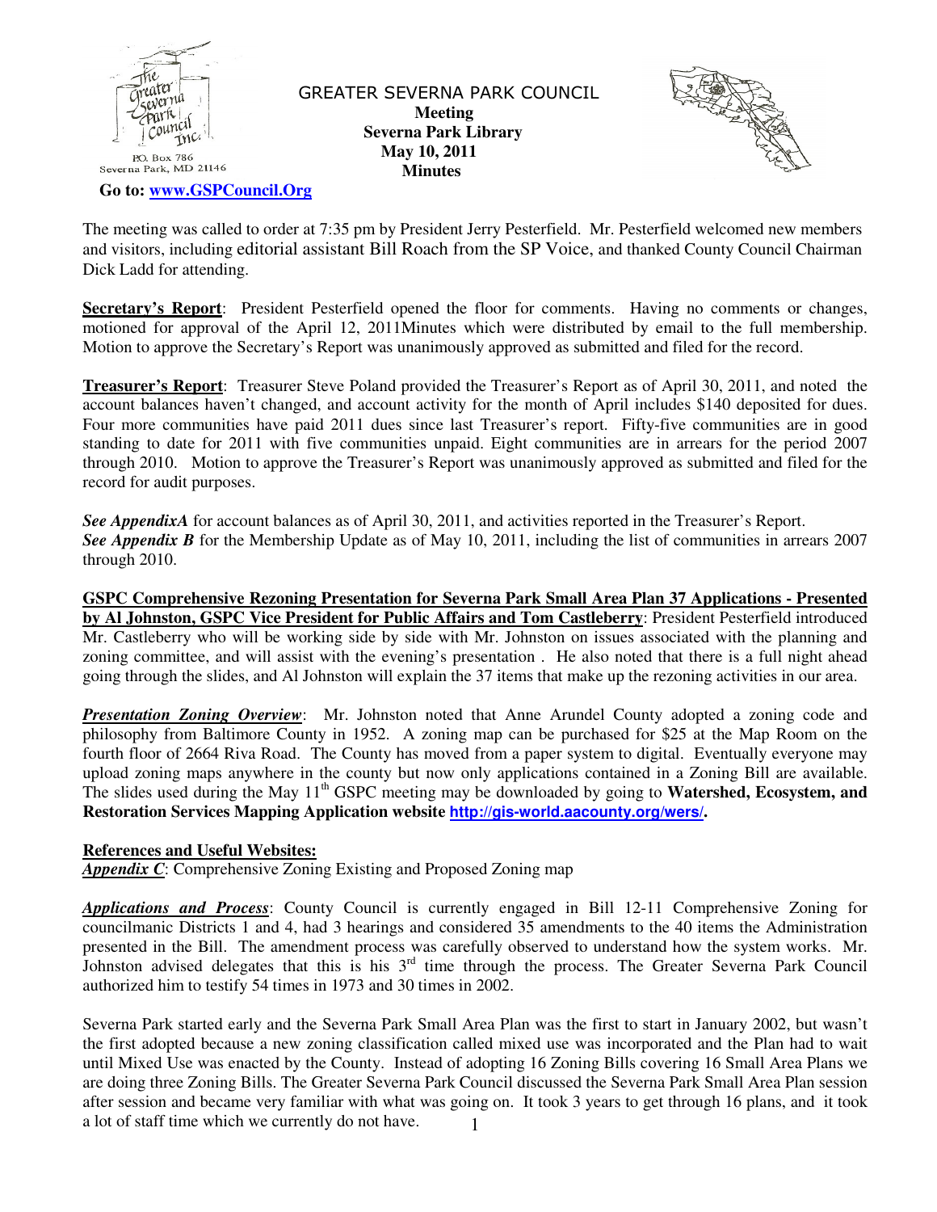GREATER SEVERNA PARK COUNCIL
**Meeting**
**Severna Park Library**
**May 10, 2011**
**Minutes**

P.O. Box 786
Severna Park, MD 21146

**Go to: www.GSPCouncil.Org**

The meeting was called to order at 7:35 pm by President Jerry Pesterfield. Mr. Pesterfield welcomed new members and visitors, including editorial assistant Bill Roach from the SP Voice, and thanked County Council Chairman Dick Ladd for attending.

**Secretary's Report**: President Pesterfield opened the floor for comments. Having no comments or changes, motioned for approval of the April 12, 2011Minutes which were distributed by email to the full membership. Motion to approve the Secretary's Report was unanimously approved as submitted and filed for the record.

**Treasurer's Report**: Treasurer Steve Poland provided the Treasurer's Report as of April 30, 2011, and noted the account balances haven't changed, and account activity for the month of April includes $140 deposited for dues. Four more communities have paid 2011 dues since last Treasurer's report. Fifty-five communities are in good standing to date for 2011 with five communities unpaid. Eight communities are in arrears for the period 2007 through 2010. Motion to approve the Treasurer's Report was unanimously approved as submitted and filed for the record for audit purposes.

***See AppendixA*** for account balances as of April 30, 2011, and activities reported in the Treasurer's Report.
***See Appendix B*** for the Membership Update as of May 10, 2011, including the list of communities in arrears 2007 through 2010.

**GSPC Comprehensive Rezoning Presentation for Severna Park Small Area Plan 37 Applications - Presented by Al Johnston, GSPC Vice President for Public Affairs and Tom Castleberry**: President Pesterfield introduced Mr. Castleberry who will be working side by side with Mr. Johnston on issues associated with the planning and zoning committee, and will assist with the evening's presentation . He also noted that there is a full night ahead going through the slides, and Al Johnston will explain the 37 items that make up the rezoning activities in our area.

***Presentation Zoning Overview***: Mr. Johnston noted that Anne Arundel County adopted a zoning code and philosophy from Baltimore County in 1952. A zoning map can be purchased for $25 at the Map Room on the fourth floor of 2664 Riva Road. The County has moved from a paper system to digital. Eventually everyone may upload zoning maps anywhere in the county but now only applications contained in a Zoning Bill are available. The slides used during the May 11th GSPC meeting may be downloaded by going to **Watershed, Ecosystem, and Restoration Services Mapping Application website http://gis-world.aacounty.org/wers/.**

**References and Useful Websites:**
***Appendix C***: Comprehensive Zoning Existing and Proposed Zoning map

***Applications and Process***: County Council is currently engaged in Bill 12-11 Comprehensive Zoning for councilmanic Districts 1 and 4, had 3 hearings and considered 35 amendments to the 40 items the Administration presented in the Bill. The amendment process was carefully observed to understand how the system works. Mr. Johnston advised delegates that this is his 3rd time through the process. The Greater Severna Park Council authorized him to testify 54 times in 1973 and 30 times in 2002.

Severna Park started early and the Severna Park Small Area Plan was the first to start in January 2002, but wasn't the first adopted because a new zoning classification called mixed use was incorporated and the Plan had to wait until Mixed Use was enacted by the County. Instead of adopting 16 Zoning Bills covering 16 Small Area Plans we are doing three Zoning Bills. The Greater Severna Park Council discussed the Severna Park Small Area Plan session after session and became very familiar with what was going on. It took 3 years to get through 16 plans, and it took a lot of staff time which we currently do not have.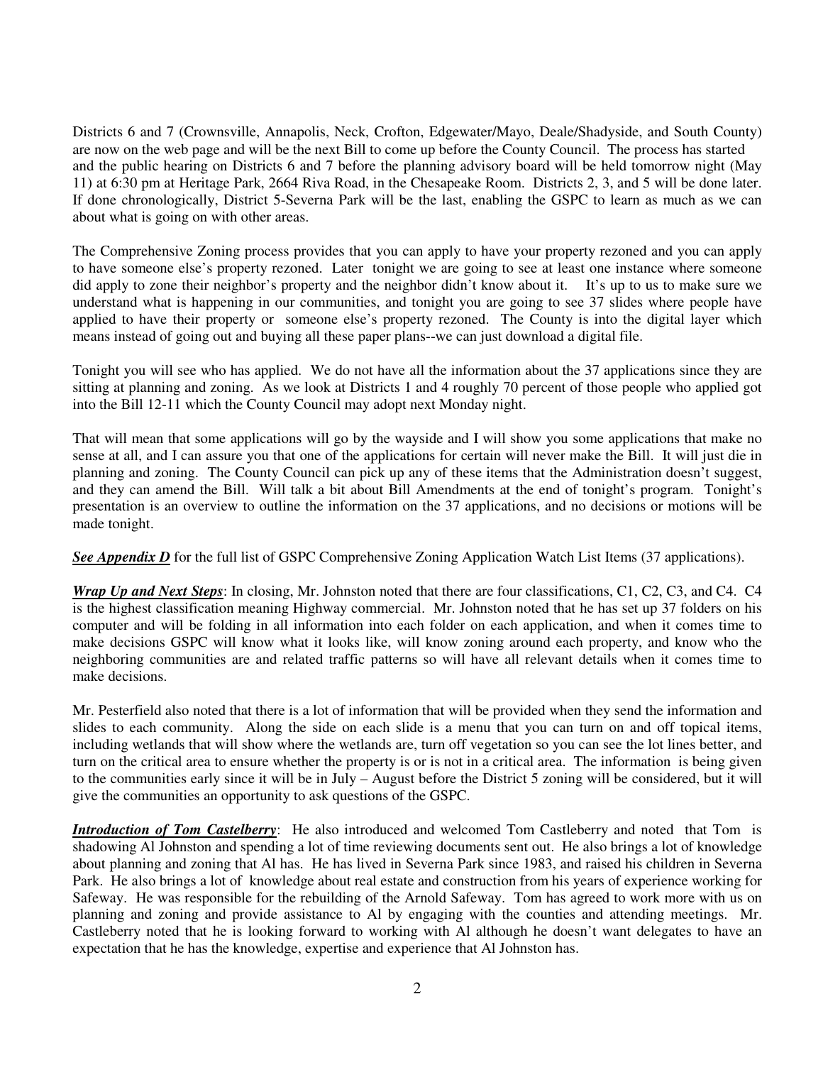Districts 6 and 7 (Crownsville, Annapolis, Neck, Crofton, Edgewater/Mayo, Deale/Shadyside, and South County) are now on the web page and will be the next Bill to come up before the County Council. The process has started and the public hearing on Districts 6 and 7 before the planning advisory board will be held tomorrow night (May 11) at 6:30 pm at Heritage Park, 2664 Riva Road, in the Chesapeake Room. Districts 2, 3, and 5 will be done later. If done chronologically, District 5-Severna Park will be the last, enabling the GSPC to learn as much as we can about what is going on with other areas.

The Comprehensive Zoning process provides that you can apply to have your property rezoned and you can apply to have someone else's property rezoned. Later tonight we are going to see at least one instance where someone did apply to zone their neighbor's property and the neighbor didn't know about it. It's up to us to make sure we understand what is happening in our communities, and tonight you are going to see 37 slides where people have applied to have their property or someone else's property rezoned. The County is into the digital layer which means instead of going out and buying all these paper plans--we can just download a digital file.

Tonight you will see who has applied. We do not have all the information about the 37 applications since they are sitting at planning and zoning. As we look at Districts 1 and 4 roughly 70 percent of those people who applied got into the Bill 12-11 which the County Council may adopt next Monday night.

That will mean that some applications will go by the wayside and I will show you some applications that make no sense at all, and I can assure you that one of the applications for certain will never make the Bill. It will just die in planning and zoning. The County Council can pick up any of these items that the Administration doesn't suggest, and they can amend the Bill. Will talk a bit about Bill Amendments at the end of tonight's program. Tonight's presentation is an overview to outline the information on the 37 applications, and no decisions or motions will be made tonight.

***See Appendix D*** for the full list of GSPC Comprehensive Zoning Application Watch List Items (37 applications).

***Wrap Up and Next Steps***: In closing, Mr. Johnston noted that there are four classifications, C1, C2, C3, and C4. C4 is the highest classification meaning Highway commercial. Mr. Johnston noted that he has set up 37 folders on his computer and will be folding in all information into each folder on each application, and when it comes time to make decisions GSPC will know what it looks like, will know zoning around each property, and know who the neighboring communities are and related traffic patterns so will have all relevant details when it comes time to make decisions.

Mr. Pesterfield also noted that there is a lot of information that will be provided when they send the information and slides to each community. Along the side on each slide is a menu that you can turn on and off topical items, including wetlands that will show where the wetlands are, turn off vegetation so you can see the lot lines better, and turn on the critical area to ensure whether the property is or is not in a critical area. The information is being given to the communities early since it will be in July – August before the District 5 zoning will be considered, but it will give the communities an opportunity to ask questions of the GSPC.

***Introduction of Tom Castelberry***: He also introduced and welcomed Tom Castleberry and noted that Tom is shadowing Al Johnston and spending a lot of time reviewing documents sent out. He also brings a lot of knowledge about planning and zoning that Al has. He has lived in Severna Park since 1983, and raised his children in Severna Park. He also brings a lot of knowledge about real estate and construction from his years of experience working for Safeway. He was responsible for the rebuilding of the Arnold Safeway. Tom has agreed to work more with us on planning and zoning and provide assistance to Al by engaging with the counties and attending meetings. Mr. Castleberry noted that he is looking forward to working with Al although he doesn't want delegates to have an expectation that he has the knowledge, expertise and experience that Al Johnston has.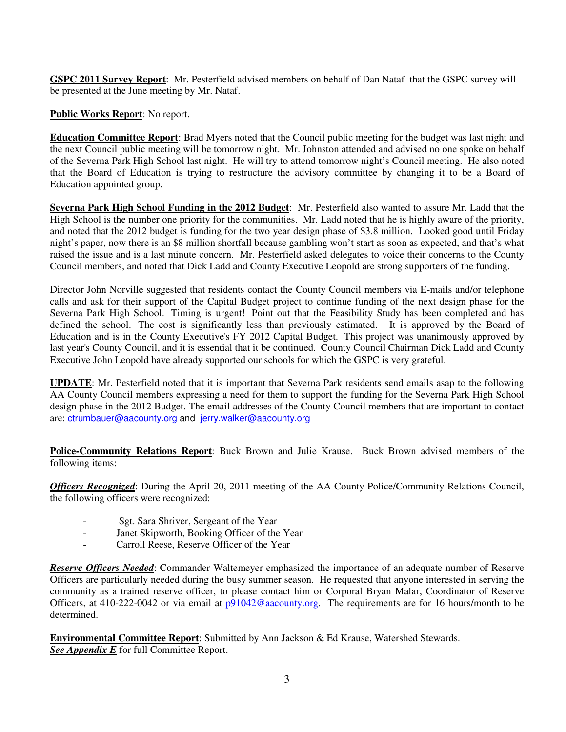**GSPC 2011 Survey Report**: Mr. Pesterfield advised members on behalf of Dan Nataf that the GSPC survey will be presented at the June meeting by Mr. Nataf.

**Public Works Report**: No report.

**Education Committee Report**: Brad Myers noted that the Council public meeting for the budget was last night and the next Council public meeting will be tomorrow night. Mr. Johnston attended and advised no one spoke on behalf of the Severna Park High School last night. He will try to attend tomorrow night's Council meeting. He also noted that the Board of Education is trying to restructure the advisory committee by changing it to be a Board of Education appointed group.

**Severna Park High School Funding in the 2012 Budget**: Mr. Pesterfield also wanted to assure Mr. Ladd that the High School is the number one priority for the communities. Mr. Ladd noted that he is highly aware of the priority, and noted that the 2012 budget is funding for the two year design phase of $3.8 million. Looked good until Friday night's paper, now there is an $8 million shortfall because gambling won't start as soon as expected, and that's what raised the issue and is a last minute concern. Mr. Pesterfield asked delegates to voice their concerns to the County Council members, and noted that Dick Ladd and County Executive Leopold are strong supporters of the funding.

Director John Norville suggested that residents contact the County Council members via E-mails and/or telephone calls and ask for their support of the Capital Budget project to continue funding of the next design phase for the Severna Park High School. Timing is urgent! Point out that the Feasibility Study has been completed and has defined the school. The cost is significantly less than previously estimated. It is approved by the Board of Education and is in the County Executive's FY 2012 Capital Budget. This project was unanimously approved by last year's County Council, and it is essential that it be continued. County Council Chairman Dick Ladd and County Executive John Leopold have already supported our schools for which the GSPC is very grateful.

**UPDATE**: Mr. Pesterfield noted that it is important that Severna Park residents send emails asap to the following AA County Council members expressing a need for them to support the funding for the Severna Park High School design phase in the 2012 Budget. The email addresses of the County Council members that are important to contact are: ctrumbauer@aacounty.org and jerry.walker@aacounty.org

**Police-Community Relations Report**: Buck Brown and Julie Krause. Buck Brown advised members of the following items:

***Officers Recognized***: During the April 20, 2011 meeting of the AA County Police/Community Relations Council, the following officers were recognized:

- Sgt. Sara Shriver, Sergeant of the Year
- Janet Skipworth, Booking Officer of the Year
- Carroll Reese, Reserve Officer of the Year

***Reserve Officers Needed***: Commander Waltemeyer emphasized the importance of an adequate number of Reserve Officers are particularly needed during the busy summer season. He requested that anyone interested in serving the community as a trained reserve officer, to please contact him or Corporal Bryan Malar, Coordinator of Reserve Officers, at 410-222-0042 or via email at p91042@aacounty.org. The requirements are for 16 hours/month to be determined.

**Environmental Committee Report**: Submitted by Ann Jackson & Ed Krause, Watershed Stewards.
***See Appendix E*** for full Committee Report.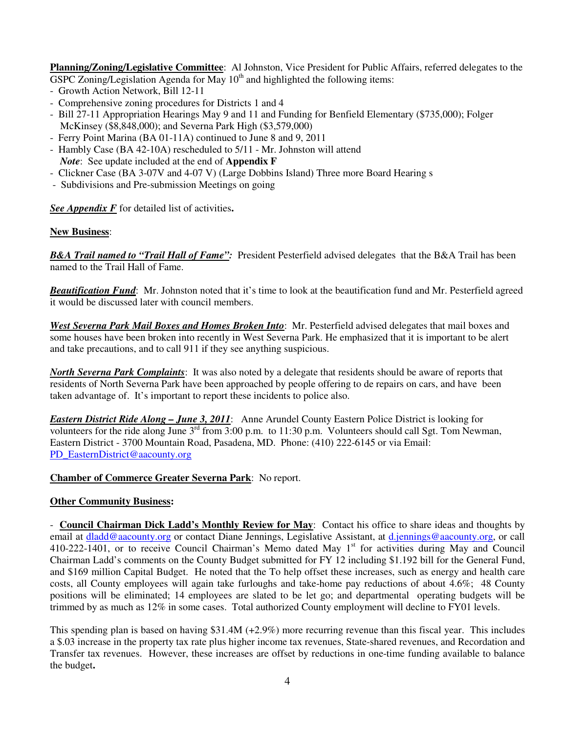**Planning/Zoning/Legislative Committee**: Al Johnston, Vice President for Public Affairs, referred delegates to the GSPC Zoning/Legislation Agenda for May 10th and highlighted the following items:

- Growth Action Network, Bill 12-11
- Comprehensive zoning procedures for Districts 1 and 4
- Bill 27-11 Appropriation Hearings May 9 and 11 and Funding for Benfield Elementary ($735,000); Folger McKinsey ($8,848,000); and Severna Park High ($3,579,000)
- Ferry Point Marina (BA 01-11A) continued to June 8 and 9, 2011
- Hambly Case (BA 42-10A) rescheduled to 5/11 - Mr. Johnston will attend
  *Note*: See update included at the end of **Appendix F**
- Clickner Case (BA 3-07V and 4-07 V) (Large Dobbins Island) Three more Board Hearing s
- Subdivisions and Pre-submission Meetings on going

***See Appendix F*** for detailed list of activities**.**

**New Business**:

***B&A Trail named to "Trail Hall of Fame":*** President Pesterfield advised delegates that the B&A Trail has been named to the Trail Hall of Fame.

***Beautification Fund***: Mr. Johnston noted that it's time to look at the beautification fund and Mr. Pesterfield agreed it would be discussed later with council members.

***West Severna Park Mail Boxes and Homes Broken Into***: Mr. Pesterfield advised delegates that mail boxes and some houses have been broken into recently in West Severna Park. He emphasized that it is important to be alert and take precautions, and to call 911 if they see anything suspicious.

***North Severna Park Complaints***: It was also noted by a delegate that residents should be aware of reports that residents of North Severna Park have been approached by people offering to de repairs on cars, and have been taken advantage of. It's important to report these incidents to police also.

***Eastern District Ride Along – June 3, 2011***: Anne Arundel County Eastern Police District is looking for volunteers for the ride along June 3rd from 3:00 p.m. to 11:30 p.m. Volunteers should call Sgt. Tom Newman, Eastern District - 3700 Mountain Road, Pasadena, MD. Phone: (410) 222-6145 or via Email: PD_EasternDistrict@aacounty.org

**Chamber of Commerce Greater Severna Park**: No report.

**Other Community Business:**

- **Council Chairman Dick Ladd's Monthly Review for May**: Contact his office to share ideas and thoughts by email at dladd@aacounty.org or contact Diane Jennings, Legislative Assistant, at d.jennings@aacounty.org, or call 410-222-1401, or to receive Council Chairman's Memo dated May 1st for activities during May and Council Chairman Ladd's comments on the County Budget submitted for FY 12 including $1.192 bill for the General Fund, and $169 million Capital Budget. He noted that the To help offset these increases, such as energy and health care costs, all County employees will again take furloughs and take-home pay reductions of about 4.6%; 48 County positions will be eliminated; 14 employees are slated to be let go; and departmental operating budgets will be trimmed by as much as 12% in some cases. Total authorized County employment will decline to FY01 levels.

This spending plan is based on having $31.4M (+2.9%) more recurring revenue than this fiscal year. This includes a $.03 increase in the property tax rate plus higher income tax revenues, State-shared revenues, and Recordation and Transfer tax revenues. However, these increases are offset by reductions in one-time funding available to balance the budget**.**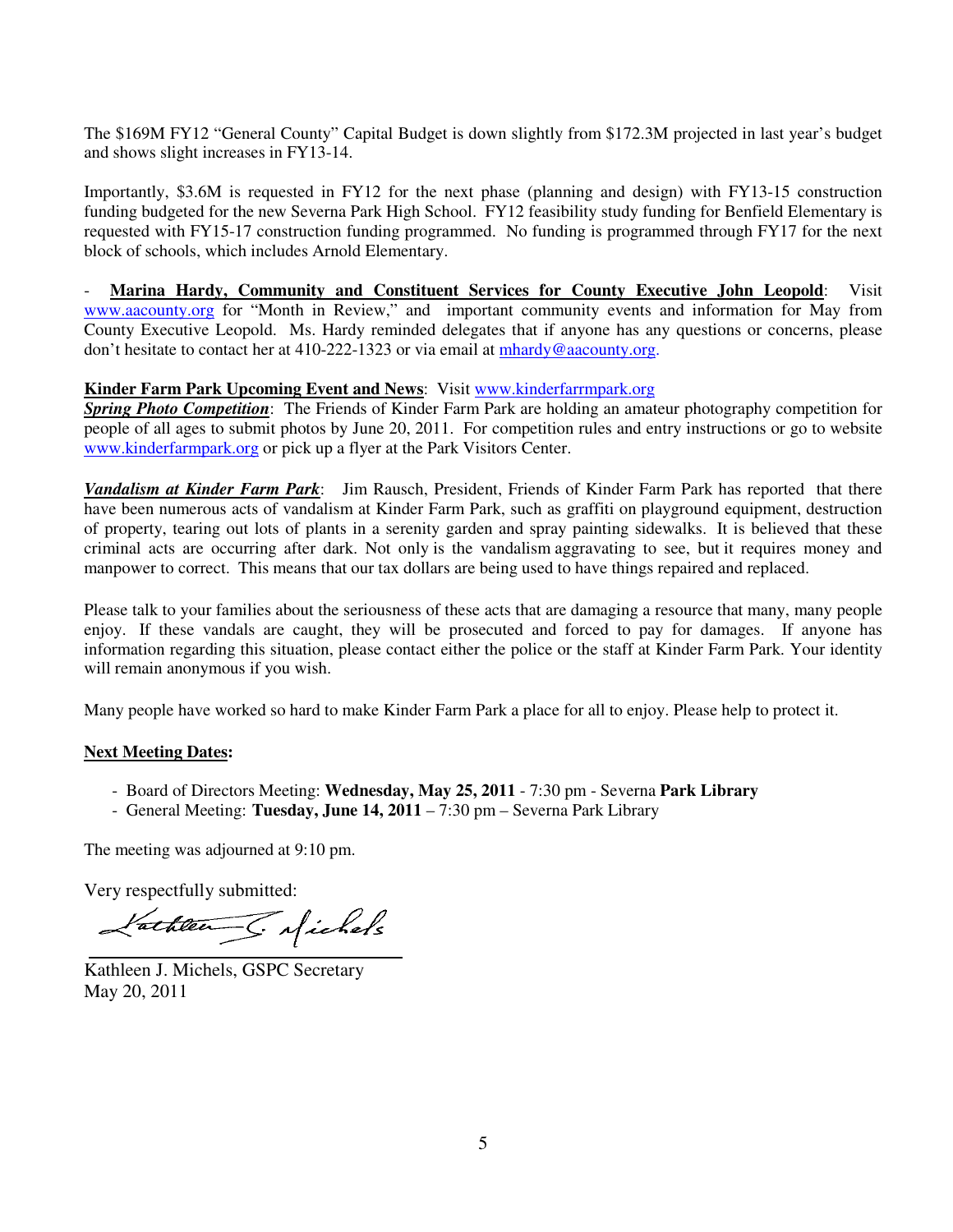The $169M FY12 "General County" Capital Budget is down slightly from $172.3M projected in last year's budget and shows slight increases in FY13-14.

Importantly, $3.6M is requested in FY12 for the next phase (planning and design) with FY13-15 construction funding budgeted for the new Severna Park High School. FY12 feasibility study funding for Benfield Elementary is requested with FY15-17 construction funding programmed. No funding is programmed through FY17 for the next block of schools, which includes Arnold Elementary.

- **Marina Hardy, Community and Constituent Services for County Executive John Leopold**: Visit www.aacounty.org for "Month in Review," and important community events and information for May from County Executive Leopold. Ms. Hardy reminded delegates that if anyone has any questions or concerns, please don't hesitate to contact her at 410-222-1323 or via email at mhardy@aacounty.org.

**Kinder Farm Park Upcoming Event and News**: Visit www.kinderfarrmpark.org

***Spring Photo Competition***: The Friends of Kinder Farm Park are holding an amateur photography competition for people of all ages to submit photos by June 20, 2011. For competition rules and entry instructions or go to website www.kinderfarmpark.org or pick up a flyer at the Park Visitors Center.

***Vandalism at Kinder Farm Park***: Jim Rausch, President, Friends of Kinder Farm Park has reported that there have been numerous acts of vandalism at Kinder Farm Park, such as graffiti on playground equipment, destruction of property, tearing out lots of plants in a serenity garden and spray painting sidewalks. It is believed that these criminal acts are occurring after dark. Not only is the vandalism aggravating to see, but it requires money and manpower to correct. This means that our tax dollars are being used to have things repaired and replaced.

Please talk to your families about the seriousness of these acts that are damaging a resource that many, many people enjoy. If these vandals are caught, they will be prosecuted and forced to pay for damages. If anyone has information regarding this situation, please contact either the police or the staff at Kinder Farm Park. Your identity will remain anonymous if you wish.

Many people have worked so hard to make Kinder Farm Park a place for all to enjoy. Please help to protect it.

**Next Meeting Dates:**

- Board of Directors Meeting: **Wednesday, May 25, 2011** - 7:30 pm - Severna **Park Library**
- General Meeting: **Tuesday, June 14, 2011** – 7:30 pm – Severna Park Library

The meeting was adjourned at 9:10 pm.

Very respectfully submitted:

Kathleen J. Michels

Kathleen J. Michels, GSPC Secretary
May 20, 2011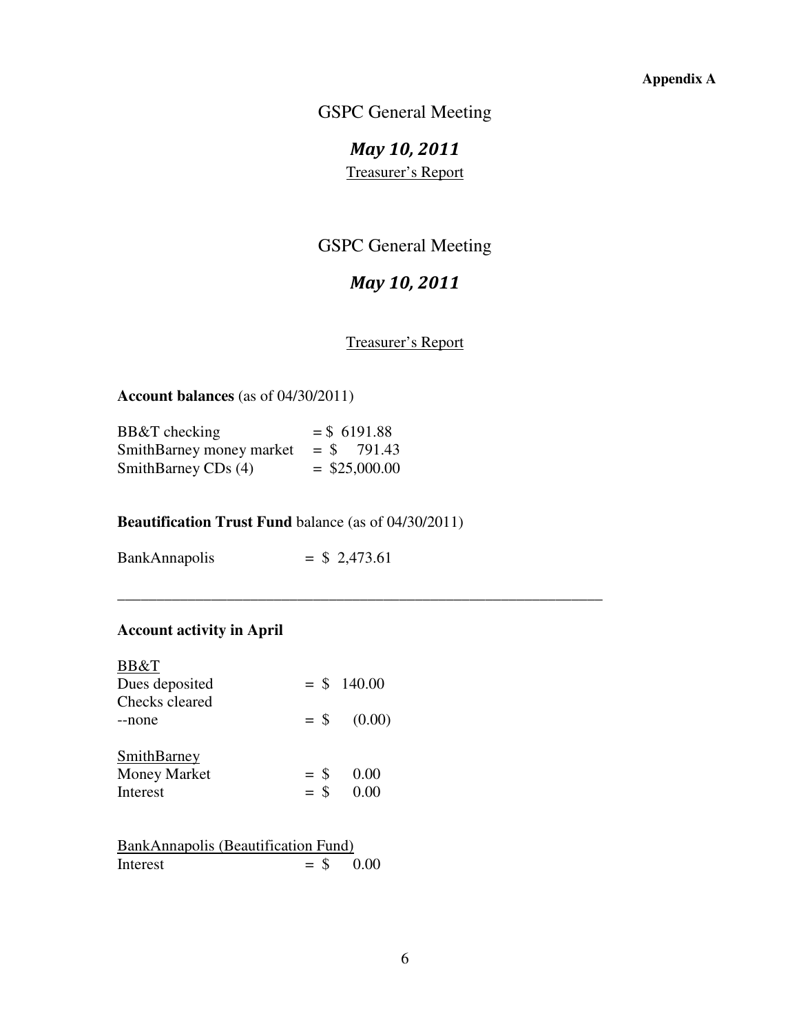**Appendix A**

GSPC General Meeting

***May 10, 2011***

Treasurer's Report

GSPC General Meeting

***May 10, 2011***

Treasurer's Report

**Account balances** (as of 04/30/2011)

| | |
|---|---|
| BB&T checking | = $ 6191.88 |
| SmithBarney money market | = $ 791.43 |
| SmithBarney CDs (4) | = $25,000.00 |

**Beautification Trust Fund** balance (as of 04/30/2011)

| | |
|---|---|
| BankAnnapolis | = $ 2,473.61 |

---

**Account activity in April**

BB&T

| | |
|---|---|
| Dues deposited | = $ 140.00 |
| Checks cleared | |
| --none | = $ (0.00) |

SmithBarney

| | |
|---|---|
| Money Market | = $ 0.00 |
| Interest | = $ 0.00 |

BankAnnapolis (Beautification Fund)

| | |
|---|---|
| Interest | = $ 0.00 |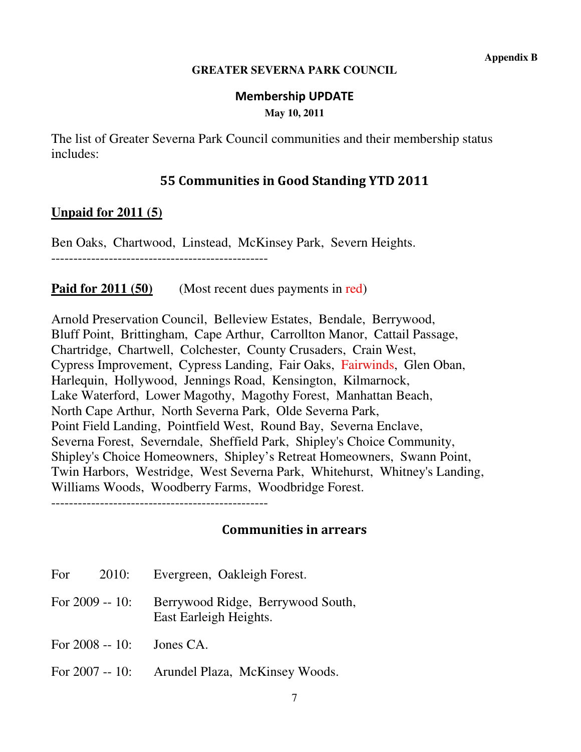**Appendix B**

**GREATER SEVERNA PARK COUNCIL**

**Membership UPDATE**

**May 10, 2011**

The list of Greater Severna Park Council communities and their membership status includes:

## 55 Communities in Good Standing YTD 2011

**Unpaid for 2011 (5)**

Ben Oaks, Chartwood, Linstead, McKinsey Park, Severn Heights.

------------------------------------------------

**Paid for 2011 (50)** (Most recent dues payments in red)

Arnold Preservation Council, Belleview Estates, Bendale, Berrywood, Bluff Point, Brittingham, Cape Arthur, Carrollton Manor, Cattail Passage, Chartridge, Chartwell, Colchester, County Crusaders, Crain West, Cypress Improvement, Cypress Landing, Fair Oaks, Fairwinds, Glen Oban, Harlequin, Hollywood, Jennings Road, Kensington, Kilmarnock, Lake Waterford, Lower Magothy, Magothy Forest, Manhattan Beach, North Cape Arthur, North Severna Park, Olde Severna Park, Point Field Landing, Pointfield West, Round Bay, Severna Enclave, Severna Forest, Severndale, Sheffield Park, Shipley's Choice Community, Shipley's Choice Homeowners, Shipley's Retreat Homeowners, Swann Point, Twin Harbors, Westridge, West Severna Park, Whitehurst, Whitney's Landing, Williams Woods, Woodberry Farms, Woodbridge Forest.

------------------------------------------------

## Communities in arrears

For 2010: Evergreen, Oakleigh Forest.

For 2009 -- 10: Berrywood Ridge, Berrywood South, East Earleigh Heights.

For 2008 -- 10: Jones CA.

For 2007 -- 10: Arundel Plaza, McKinsey Woods.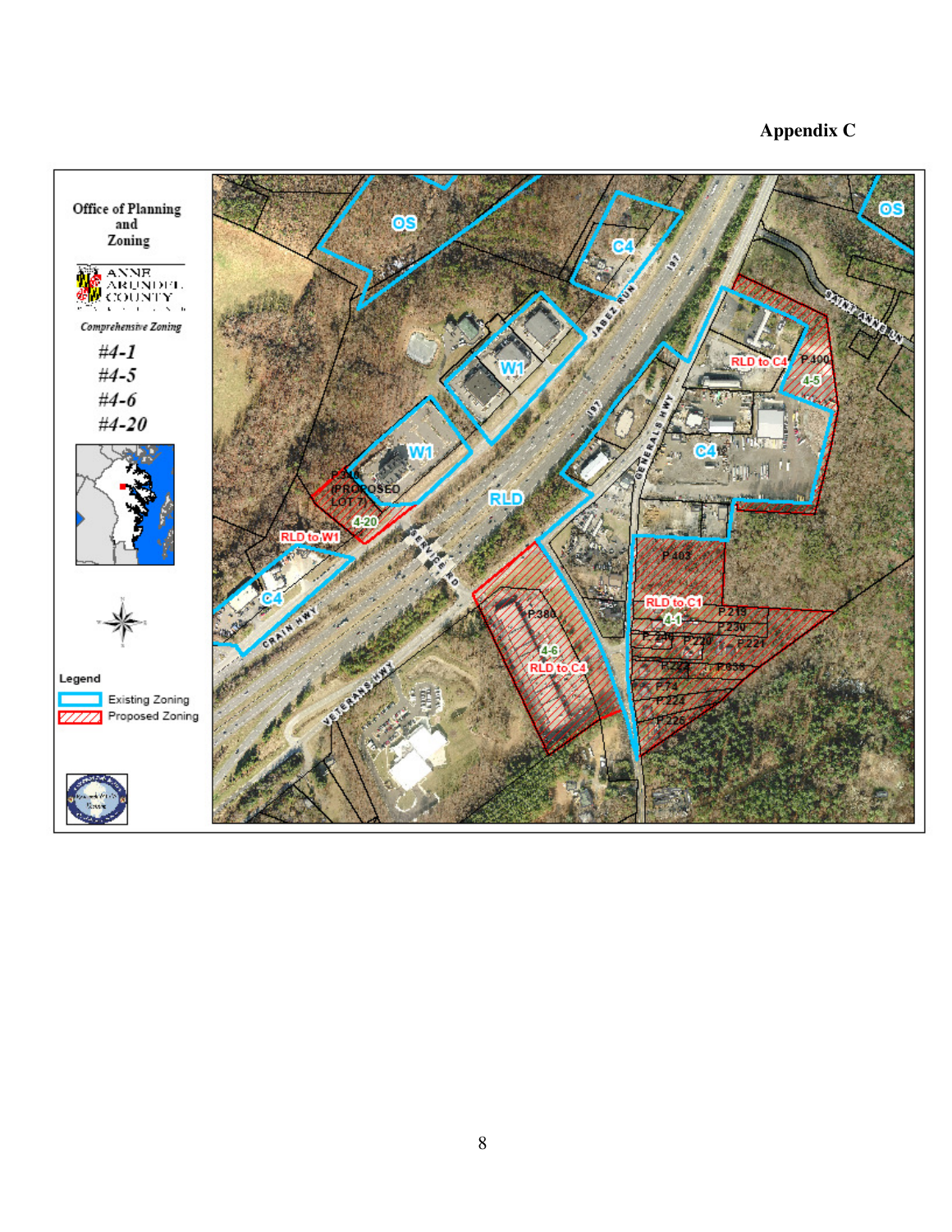# Appendix C

Office of Planning and Zoning

ANNE ARUNDEL COUNTY

*Comprehensive Zoning*

***#4-1***

***#4-5***

***#4-6***

***#4-20***

**Legend**

- Existing Zoning
- Proposed Zoning

OS, C4, W1, RLD, OS

RLD to C4 — P400 — 4-5

RLD to W1 — P388 (PROPOSED LOT 7) — 4-20

RLD to C4 — P380 — 4-6

RLD to C1 — P403 — 4-1 — P219, P230, P240, P220, P221, P222, P638, P74, P224, P226

JABEZ RUN, 197, GENERALS HWY, SAINT ANNE LN, CRAIN HWY, SERVICE RD, VETERANS HWY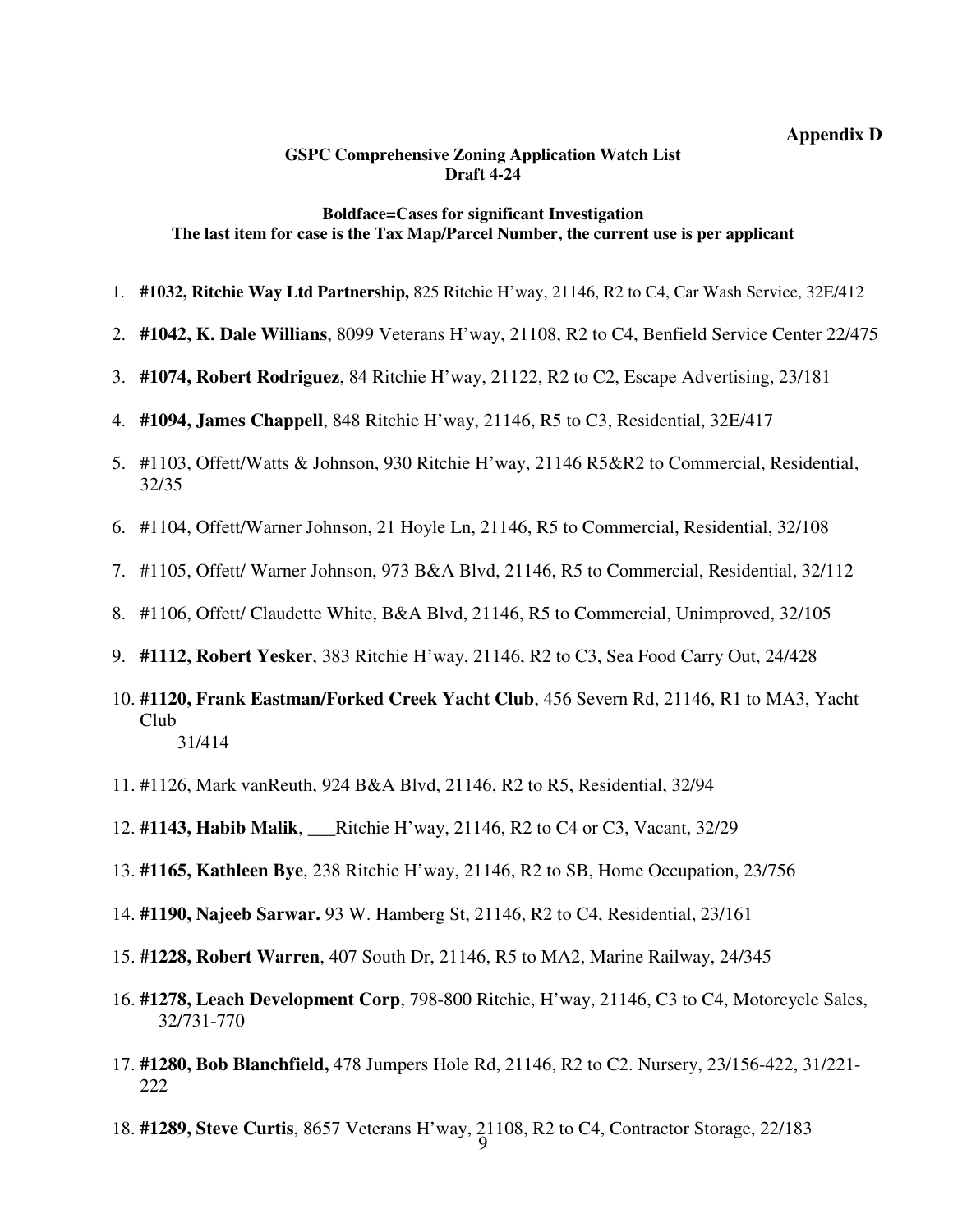**Appendix D**

**GSPC Comprehensive Zoning Application Watch List**
**Draft 4-24**

**Boldface=Cases for significant Investigation**
**The last item for case is the Tax Map/Parcel Number, the current use is per applicant**

1. **#1032, Ritchie Way Ltd Partnership,** 825 Ritchie H'way, 21146, R2 to C4, Car Wash Service, 32E/412
2. **#1042, K. Dale Willians**, 8099 Veterans H'way, 21108, R2 to C4, Benfield Service Center 22/475
3. **#1074, Robert Rodriguez**, 84 Ritchie H'way, 21122, R2 to C2, Escape Advertising, 23/181
4. **#1094, James Chappell**, 848 Ritchie H'way, 21146, R5 to C3, Residential, 32E/417
5. #1103, Offett/Watts & Johnson, 930 Ritchie H'way, 21146 R5&R2 to Commercial, Residential, 32/35
6. #1104, Offett/Warner Johnson, 21 Hoyle Ln, 21146, R5 to Commercial, Residential, 32/108
7. #1105, Offett/ Warner Johnson, 973 B&A Blvd, 21146, R5 to Commercial, Residential, 32/112
8. #1106, Offett/ Claudette White, B&A Blvd, 21146, R5 to Commercial, Unimproved, 32/105
9. **#1112, Robert Yesker**, 383 Ritchie H'way, 21146, R2 to C3, Sea Food Carry Out, 24/428
10. **#1120, Frank Eastman/Forked Creek Yacht Club**, 456 Severn Rd, 21146, R1 to MA3, Yacht Club 31/414
11. #1126, Mark vanReuth, 924 B&A Blvd, 21146, R2 to R5, Residential, 32/94
12. **#1143, Habib Malik**, ___Ritchie H'way, 21146, R2 to C4 or C3, Vacant, 32/29
13. **#1165, Kathleen Bye**, 238 Ritchie H'way, 21146, R2 to SB, Home Occupation, 23/756
14. **#1190, Najeeb Sarwar.** 93 W. Hamberg St, 21146, R2 to C4, Residential, 23/161
15. **#1228, Robert Warren**, 407 South Dr, 21146, R5 to MA2, Marine Railway, 24/345
16. **#1278, Leach Development Corp**, 798-800 Ritchie, H'way, 21146, C3 to C4, Motorcycle Sales, 32/731-770
17. **#1280, Bob Blanchfield,** 478 Jumpers Hole Rd, 21146, R2 to C2. Nursery, 23/156-422, 31/221-222
18. **#1289, Steve Curtis**, 8657 Veterans H'way, 21108, R2 to C4, Contractor Storage, 22/183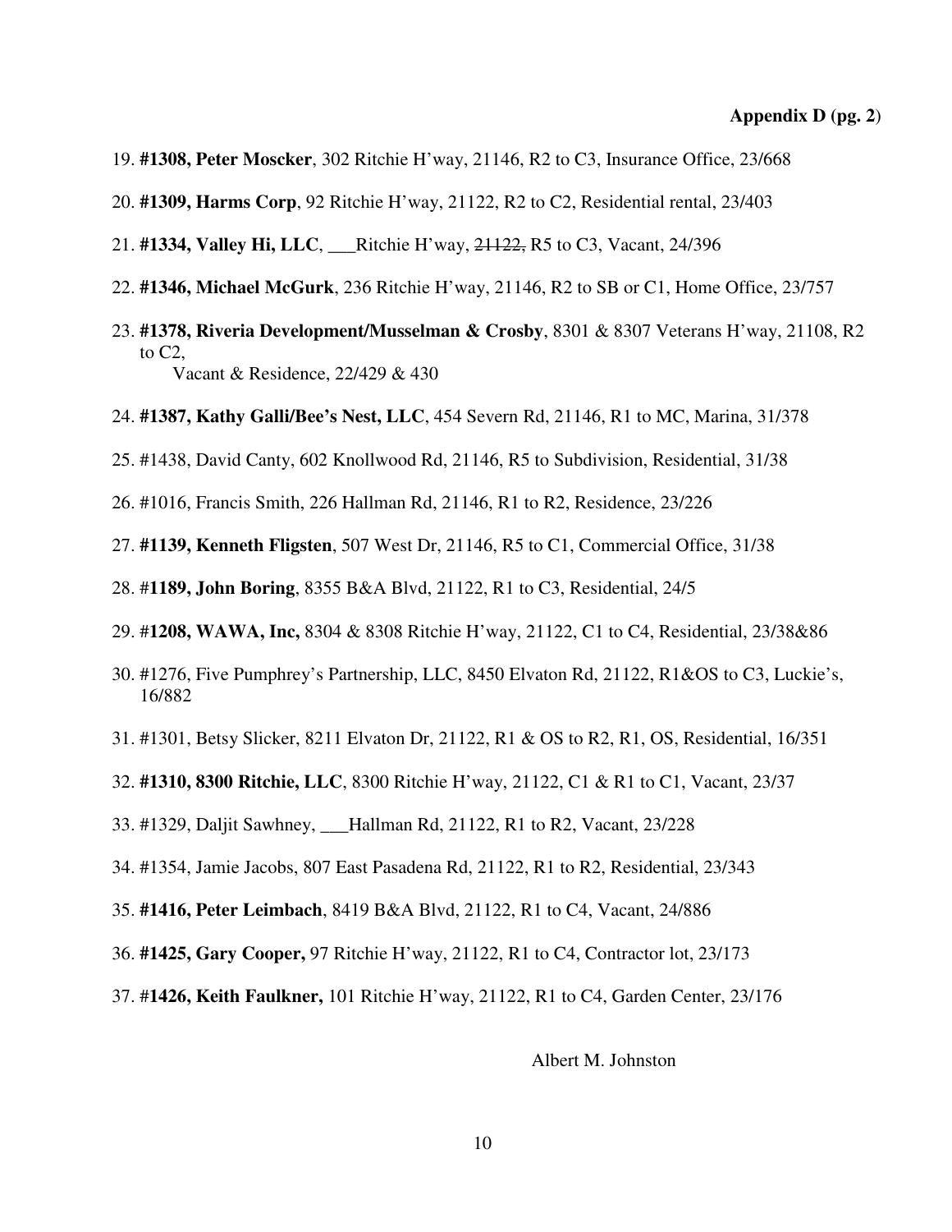**Appendix D (pg. 2)**

19. **#1308, Peter Moscker**, 302 Ritchie H'way, 21146, R2 to C3, Insurance Office, 23/668
20. **#1309, Harms Corp**, 92 Ritchie H'way, 21122, R2 to C2, Residential rental, 23/403
21. **#1334, Valley Hi, LLC**, ___Ritchie H'way, ~~21122,~~ R5 to C3, Vacant, 24/396
22. **#1346, Michael McGurk**, 236 Ritchie H'way, 21146, R2 to SB or C1, Home Office, 23/757
23. **#1378, Riveria Development/Musselman & Crosby**, 8301 & 8307 Veterans H'way, 21108, R2 to C2,
    Vacant & Residence, 22/429 & 430
24. **#1387, Kathy Galli/Bee's Nest, LLC**, 454 Severn Rd, 21146, R1 to MC, Marina, 31/378
25. #1438, David Canty, 602 Knollwood Rd, 21146, R5 to Subdivision, Residential, 31/38
26. #1016, Francis Smith, 226 Hallman Rd, 21146, R1 to R2, Residence, 23/226
27. **#1139, Kenneth Fligsten**, 507 West Dr, 21146, R5 to C1, Commercial Office, 31/38
28. #**1189, John Boring**, 8355 B&A Blvd, 21122, R1 to C3, Residential, 24/5
29. #**1208, WAWA, Inc,** 8304 & 8308 Ritchie H'way, 21122, C1 to C4, Residential, 23/38&86
30. #1276, Five Pumphrey's Partnership, LLC, 8450 Elvaton Rd, 21122, R1&OS to C3, Luckie's, 16/882
31. #1301, Betsy Slicker, 8211 Elvaton Dr, 21122, R1 & OS to R2, R1, OS, Residential, 16/351
32. **#1310, 8300 Ritchie, LLC**, 8300 Ritchie H'way, 21122, C1 & R1 to C1, Vacant, 23/37
33. #1329, Daljit Sawhney, ___Hallman Rd, 21122, R1 to R2, Vacant, 23/228
34. #1354, Jamie Jacobs, 807 East Pasadena Rd, 21122, R1 to R2, Residential, 23/343
35. **#1416, Peter Leimbach**, 8419 B&A Blvd, 21122, R1 to C4, Vacant, 24/886
36. **#1425, Gary Cooper,** 97 Ritchie H'way, 21122, R1 to C4, Contractor lot, 23/173
37. #**1426, Keith Faulkner,** 101 Ritchie H'way, 21122, R1 to C4, Garden Center, 23/176

Albert M. Johnston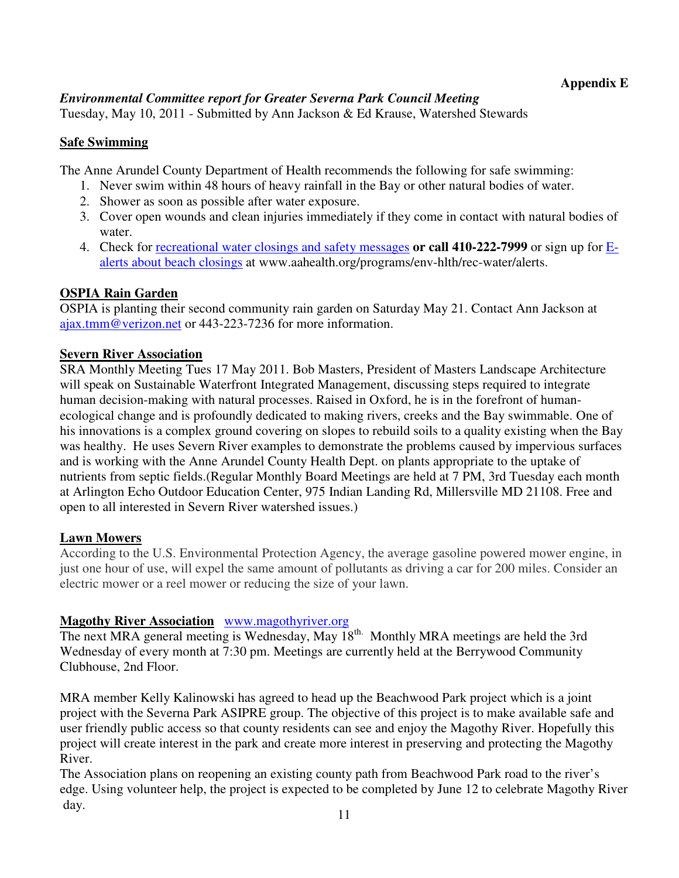**Appendix E**

***Environmental Committee report for Greater Severna Park Council Meeting***

Tuesday, May 10, 2011 - Submitted by Ann Jackson & Ed Krause, Watershed Stewards

## Safe Swimming

The Anne Arundel County Department of Health recommends the following for safe swimming:

1. Never swim within 48 hours of heavy rainfall in the Bay or other natural bodies of water.
2. Shower as soon as possible after water exposure.
3. Cover open wounds and clean injuries immediately if they come in contact with natural bodies of water.
4. Check for recreational water closings and safety messages **or call 410-222-7999** or sign up for E-alerts about beach closings at www.aahealth.org/programs/env-hlth/rec-water/alerts.

## OSPIA Rain Garden

OSPIA is planting their second community rain garden on Saturday May 21. Contact Ann Jackson at ajax.tmm@verizon.net or 443-223-7236 for more information.

## Severn River Association

SRA Monthly Meeting Tues 17 May 2011. Bob Masters, President of Masters Landscape Architecture will speak on Sustainable Waterfront Integrated Management, discussing steps required to integrate human decision-making with natural processes. Raised in Oxford, he is in the forefront of human-ecological change and is profoundly dedicated to making rivers, creeks and the Bay swimmable. One of his innovations is a complex ground covering on slopes to rebuild soils to a quality existing when the Bay was healthy. He uses Severn River examples to demonstrate the problems caused by impervious surfaces and is working with the Anne Arundel County Health Dept. on plants appropriate to the uptake of nutrients from septic fields.(Regular Monthly Board Meetings are held at 7 PM, 3rd Tuesday each month at Arlington Echo Outdoor Education Center, 975 Indian Landing Rd, Millersville MD 21108. Free and open to all interested in Severn River watershed issues.)

## Lawn Mowers

According to the U.S. Environmental Protection Agency, the average gasoline powered mower engine, in just one hour of use, will expel the same amount of pollutants as driving a car for 200 miles. Consider an electric mower or a reel mower or reducing the size of your lawn.

## Magothy River Association www.magothyriver.org

The next MRA general meeting is Wednesday, May 18th. Monthly MRA meetings are held the 3rd Wednesday of every month at 7:30 pm. Meetings are currently held at the Berrywood Community Clubhouse, 2nd Floor.

MRA member Kelly Kalinowski has agreed to head up the Beachwood Park project which is a joint project with the Severna Park ASIPRE group. The objective of this project is to make available safe and user friendly public access so that county residents can see and enjoy the Magothy River. Hopefully this project will create interest in the park and create more interest in preserving and protecting the Magothy River.

The Association plans on reopening an existing county path from Beachwood Park road to the river's edge. Using volunteer help, the project is expected to be completed by June 12 to celebrate Magothy River day.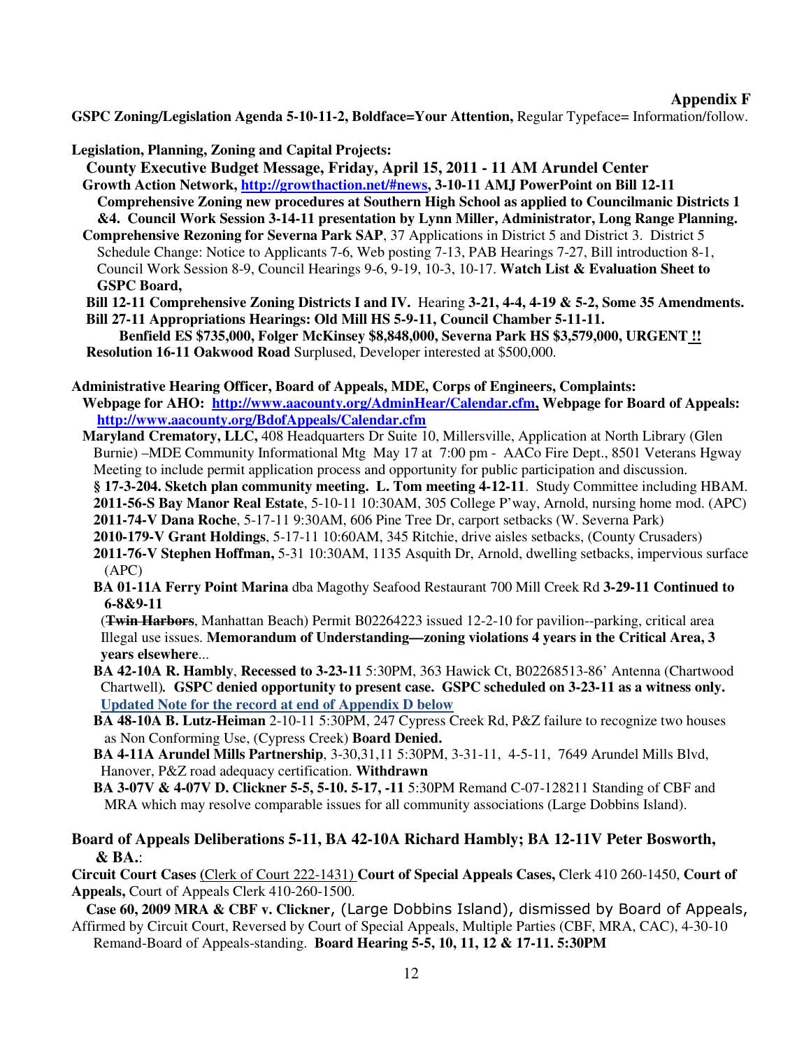**Appendix F**

**GSPC Zoning/Legislation Agenda 5-10-11-2, Boldface=Your Attention,** Regular Typeface= Information/follow.

**Legislation, Planning, Zoning and Capital Projects:**

**County Executive Budget Message, Friday, April 15, 2011 - 11 AM Arundel Center**

**Growth Action Network, http://growthaction.net/#news, 3-10-11 AMJ PowerPoint on Bill 12-11 Comprehensive Zoning new procedures at Southern High School as applied to Councilmanic Districts 1 &4. Council Work Session 3-14-11 presentation by Lynn Miller, Administrator, Long Range Planning.**

**Comprehensive Rezoning for Severna Park SAP**, 37 Applications in District 5 and District 3. District 5 Schedule Change: Notice to Applicants 7-6, Web posting 7-13, PAB Hearings 7-27, Bill introduction 8-1, Council Work Session 8-9, Council Hearings 9-6, 9-19, 10-3, 10-17. **Watch List & Evaluation Sheet to GSPC Board,**

**Bill 12-11 Comprehensive Zoning Districts I and IV.** Hearing **3-21, 4-4, 4-19 & 5-2, Some 35 Amendments.**

**Bill 27-11 Appropriations Hearings: Old Mill HS 5-9-11, Council Chamber 5-11-11.**

**Benfield ES $735,000, Folger McKinsey $8,848,000, Severna Park HS $3,579,000, URGENT !!**

**Resolution 16-11 Oakwood Road** Surplused, Developer interested at $500,000.

**Administrative Hearing Officer, Board of Appeals, MDE, Corps of Engineers, Complaints:**

**Webpage for AHO: http://www.aacounty.org/AdminHear/Calendar.cfm, Webpage for Board of Appeals: http://www.aacounty.org/BdofAppeals/Calendar.cfm**

**Maryland Crematory, LLC,** 408 Headquarters Dr Suite 10, Millersville, Application at North Library (Glen Burnie) –MDE Community Informational Mtg May 17 at 7:00 pm - AACo Fire Dept., 8501 Veterans Hgway Meeting to include permit application process and opportunity for public participation and discussion.

**§ 17-3-204. Sketch plan community meeting. L. Tom meeting 4-12-11**. Study Committee including HBAM.

**2011-56-S Bay Manor Real Estate**, 5-10-11 10:30AM, 305 College P'way, Arnold, nursing home mod. (APC)

**2011-74-V Dana Roche**, 5-17-11 9:30AM, 606 Pine Tree Dr, carport setbacks (W. Severna Park)

**2010-179-V Grant Holdings**, 5-17-11 10:60AM, 345 Ritchie, drive aisles setbacks, (County Crusaders)

**2011-76-V Stephen Hoffman,** 5-31 10:30AM, 1135 Asquith Dr, Arnold, dwelling setbacks, impervious surface (APC)

**BA 01-11A Ferry Point Marina** dba Magothy Seafood Restaurant 700 Mill Creek Rd **3-29-11 Continued to 6-8&9-11**

(~~**Twin Harbors**~~, Manhattan Beach) Permit B02264223 issued 12-2-10 for pavilion--parking, critical area Illegal use issues. **Memorandum of Understanding—zoning violations 4 years in the Critical Area, 3 years elsewhere**...

**BA 42-10A R. Hambly**, **Recessed to 3-23-11** 5:30PM, 363 Hawick Ct, B02268513-86' Antenna (Chartwood Chartwell)**. GSPC denied opportunity to present case. GSPC scheduled on 3-23-11 as a witness only.** Updated Note for the record at end of Appendix D below

**BA 48-10A B. Lutz-Heiman** 2-10-11 5:30PM, 247 Cypress Creek Rd, P&Z failure to recognize two houses as Non Conforming Use, (Cypress Creek) **Board Denied.**

**BA 4-11A Arundel Mills Partnership**, 3-30,31,11 5:30PM, 3-31-11, 4-5-11, 7649 Arundel Mills Blvd, Hanover, P&Z road adequacy certification. **Withdrawn**

**BA 3-07V & 4-07V D. Clickner 5-5, 5-10. 5-17, -11** 5:30PM Remand C-07-128211 Standing of CBF and MRA which may resolve comparable issues for all community associations (Large Dobbins Island).

**Board of Appeals Deliberations 5-11, BA 42-10A Richard Hambly; BA 12-11V Peter Bosworth, & BA.**:

**Circuit Court Cases** (Clerk of Court 222-1431) **Court of Special Appeals Cases,** Clerk 410 260-1450, **Court of Appeals,** Court of Appeals Clerk 410-260-1500.

**Case 60, 2009 MRA & CBF v. Clickner**, (Large Dobbins Island), dismissed by Board of Appeals, Affirmed by Circuit Court, Reversed by Court of Special Appeals, Multiple Parties (CBF, MRA, CAC), 4-30-10 Remand-Board of Appeals-standing. **Board Hearing 5-5, 10, 11, 12 & 17-11. 5:30PM**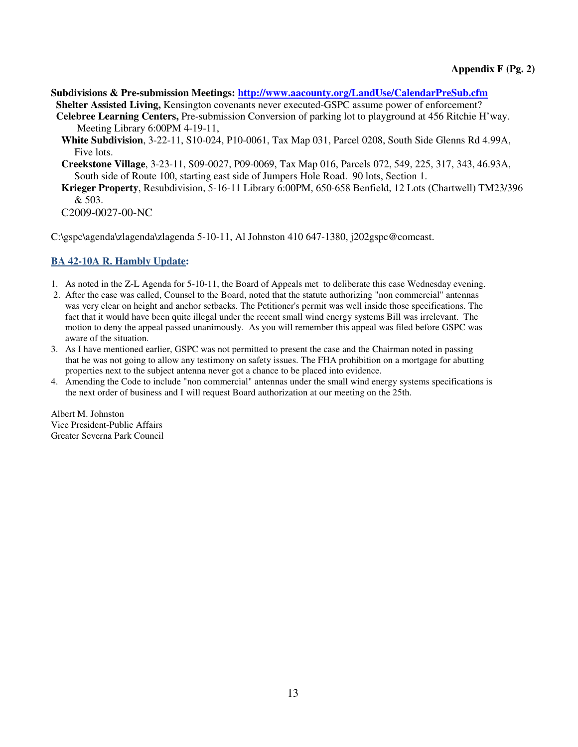**Appendix F (Pg. 2)**

**Subdivisions & Pre-submission Meetings: [http://www.aacounty.org/LandUse/CalendarPreSub.cfm](http://www.aacounty.org/LandUse/CalendarPreSub.cfm)**

**Shelter Assisted Living,** Kensington covenants never executed-GSPC assume power of enforcement?

**Celebree Learning Centers,** Pre-submission Conversion of parking lot to playground at 456 Ritchie H'way. Meeting Library 6:00PM 4-19-11,

**White Subdivision**, 3-22-11, S10-024, P10-0061, Tax Map 031, Parcel 0208, South Side Glenns Rd 4.99A, Five lots.

**Creekstone Village**, 3-23-11, S09-0027, P09-0069, Tax Map 016, Parcels 072, 549, 225, 317, 343, 46.93A, South side of Route 100, starting east side of Jumpers Hole Road. 90 lots, Section 1.

**Krieger Property**, Resubdivision, 5-16-11 Library 6:00PM, 650-658 Benfield, 12 Lots (Chartwell) TM23/396 & 503.

C2009-0027-00-NC

C:\gspc\agenda\zlagenda\zlagenda 5-10-11, Al Johnston 410 647-1380, j202gspc@comcast.

**BA 42-10A R. Hambly Update:**

1. As noted in the Z-L Agenda for 5-10-11, the Board of Appeals met to deliberate this case Wednesday evening.
2. After the case was called, Counsel to the Board, noted that the statute authorizing "non commercial" antennas was very clear on height and anchor setbacks. The Petitioner's permit was well inside those specifications. The fact that it would have been quite illegal under the recent small wind energy systems Bill was irrelevant. The motion to deny the appeal passed unanimously. As you will remember this appeal was filed before GSPC was aware of the situation.
3. As I have mentioned earlier, GSPC was not permitted to present the case and the Chairman noted in passing that he was not going to allow any testimony on safety issues. The FHA prohibition on a mortgage for abutting properties next to the subject antenna never got a chance to be placed into evidence.
4. Amending the Code to include "non commercial" antennas under the small wind energy systems specifications is the next order of business and I will request Board authorization at our meeting on the 25th.

Albert M. Johnston
Vice President-Public Affairs
Greater Severna Park Council